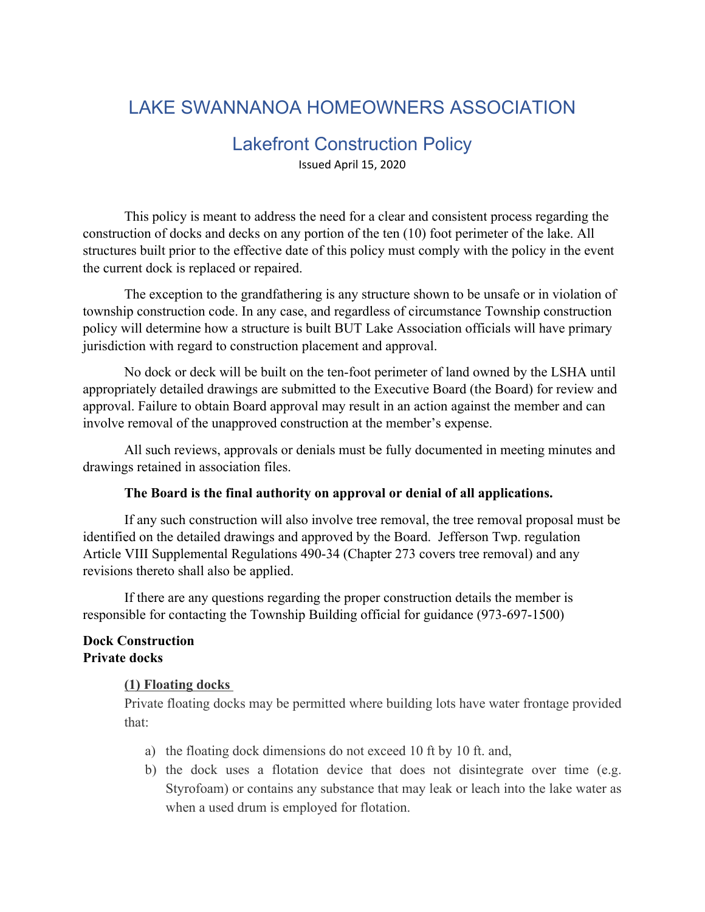# LAKE SWANNANOA HOMEOWNERS ASSOCIATION

## Lakefront Construction Policy

Issued April 15, 2020

This policy is meant to address the need for a clear and consistent process regarding the construction of docks and decks on any portion of the ten (10) foot perimeter of the lake. All structures built prior to the effective date of this policy must comply with the policy in the event the current dock is replaced or repaired.

The exception to the grandfathering is any structure shown to be unsafe or in violation of township construction code. In any case, and regardless of circumstance Township construction policy will determine how a structure is built BUT Lake Association officials will have primary jurisdiction with regard to construction placement and approval.

No dock or deck will be built on the ten-foot perimeter of land owned by the LSHA until appropriately detailed drawings are submitted to the Executive Board (the Board) for review and approval. Failure to obtain Board approval may result in an action against the member and can involve removal of the unapproved construction at the member's expense.

All such reviews, approvals or denials must be fully documented in meeting minutes and drawings retained in association files.

**The Board is the final authority on approval or denial of all applications.**

If any such construction will also involve tree removal, the tree removal proposal must be identified on the detailed drawings and approved by the Board. Jefferson Twp. regulation Article VIII Supplemental Regulations 490-34 (Chapter 273 covers tree removal) and any revisions thereto shall also be applied.

If there are any questions regarding the proper construction details the member is responsible for contacting the Township Building official for guidance (973-697-1500)

**Dock Construction**
**Private docks**

**(1) Floating docks**

Private floating docks may be permitted where building lots have water frontage provided that:

a) the floating dock dimensions do not exceed 10 ft by 10 ft. and,
b) the dock uses a flotation device that does not disintegrate over time (e.g. Styrofoam) or contains any substance that may leak or leach into the lake water as when a used drum is employed for flotation.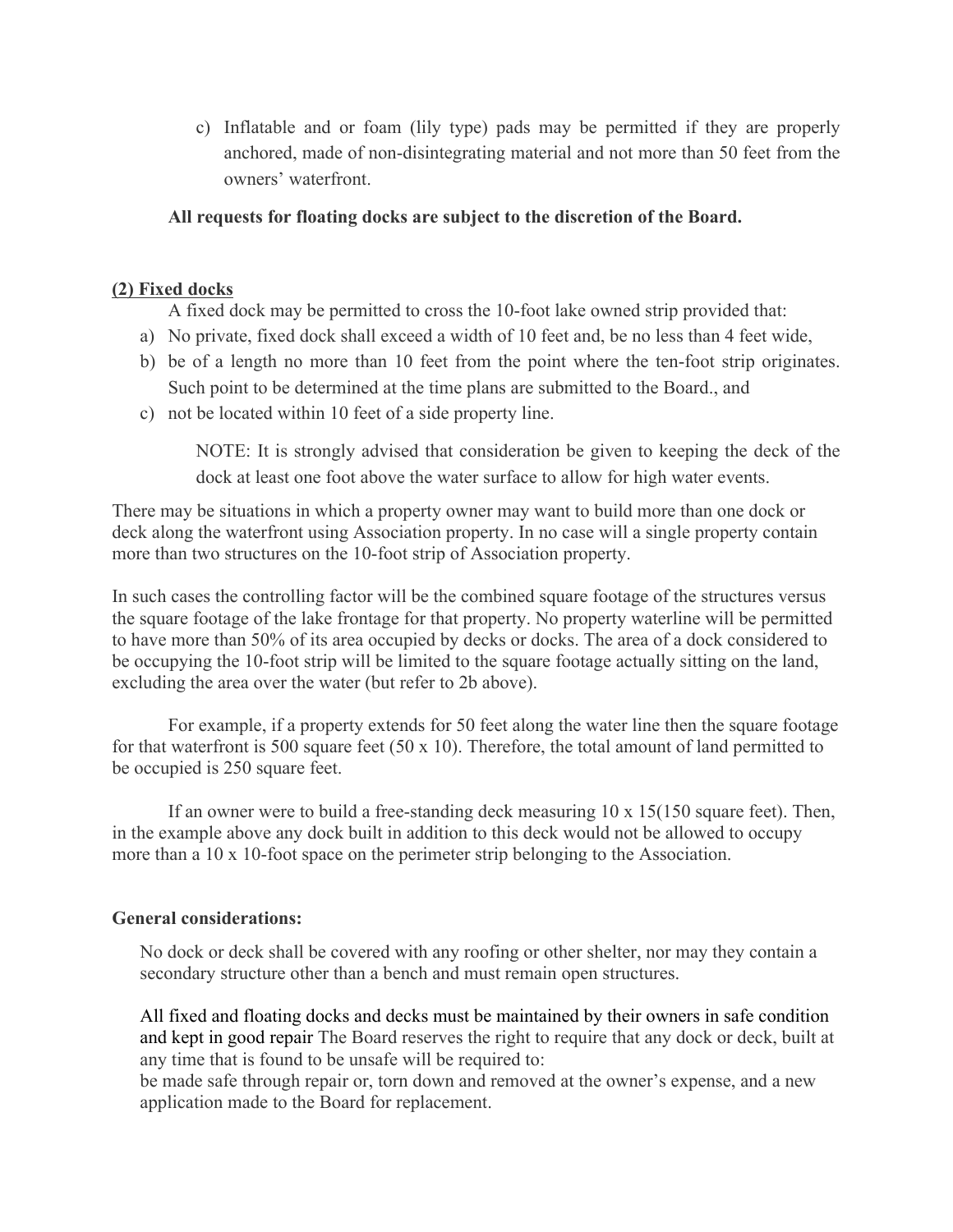c) Inflatable and or foam (lily type) pads may be permitted if they are properly anchored, made of non-disintegrating material and not more than 50 feet from the owners' waterfront.

**All requests for floating docks are subject to the discretion of the Board.**

**(2) Fixed docks**

A fixed dock may be permitted to cross the 10-foot lake owned strip provided that:

a) No private, fixed dock shall exceed a width of 10 feet and, be no less than 4 feet wide,
b) be of a length no more than 10 feet from the point where the ten-foot strip originates. Such point to be determined at the time plans are submitted to the Board., and
c) not be located within 10 feet of a side property line.

NOTE: It is strongly advised that consideration be given to keeping the deck of the dock at least one foot above the water surface to allow for high water events.

There may be situations in which a property owner may want to build more than one dock or deck along the waterfront using Association property. In no case will a single property contain more than two structures on the 10-foot strip of Association property.

In such cases the controlling factor will be the combined square footage of the structures versus the square footage of the lake frontage for that property. No property waterline will be permitted to have more than 50% of its area occupied by decks or docks. The area of a dock considered to be occupying the 10-foot strip will be limited to the square footage actually sitting on the land, excluding the area over the water (but refer to 2b above).

For example, if a property extends for 50 feet along the water line then the square footage for that waterfront is 500 square feet (50 x 10). Therefore, the total amount of land permitted to be occupied is 250 square feet.

If an owner were to build a free-standing deck measuring 10 x 15(150 square feet). Then, in the example above any dock built in addition to this deck would not be allowed to occupy more than a 10 x 10-foot space on the perimeter strip belonging to the Association.

**General considerations:**

No dock or deck shall be covered with any roofing or other shelter, nor may they contain a secondary structure other than a bench and must remain open structures.

All fixed and floating docks and decks must be maintained by their owners in safe condition and kept in good repair The Board reserves the right to require that any dock or deck, built at any time that is found to be unsafe will be required to:
be made safe through repair or, torn down and removed at the owner's expense, and a new application made to the Board for replacement.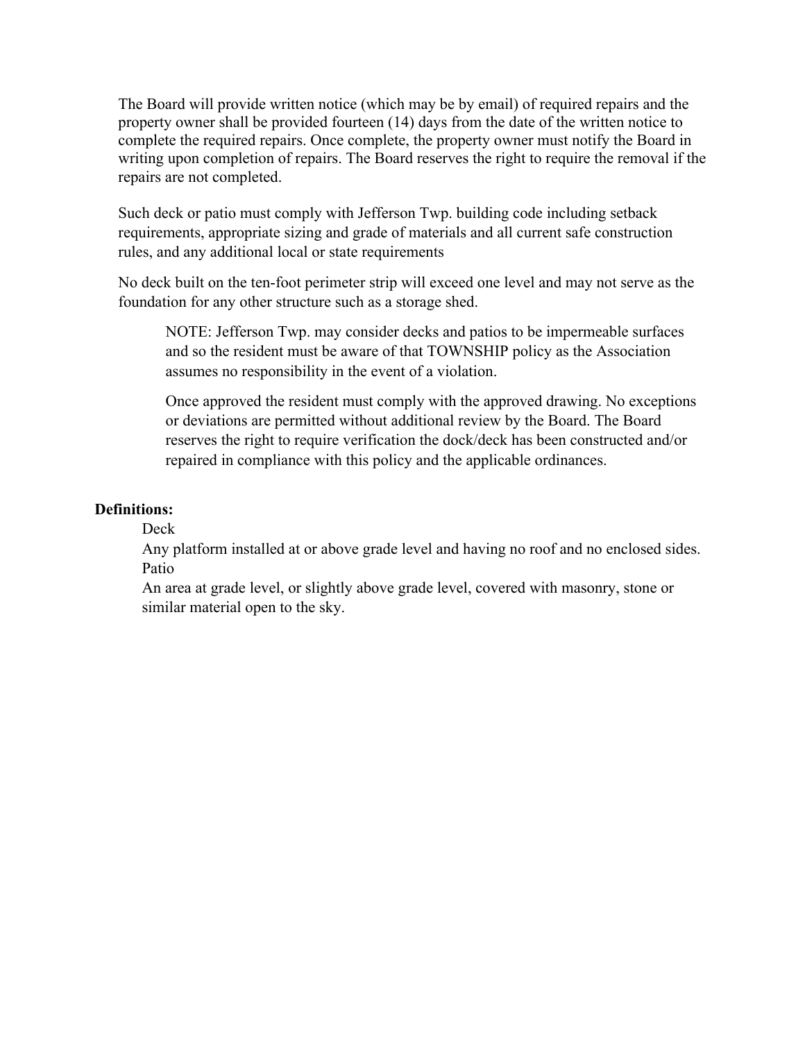The Board will provide written notice (which may be by email) of required repairs and the property owner shall be provided fourteen (14) days from the date of the written notice to complete the required repairs. Once complete, the property owner must notify the Board in writing upon completion of repairs. The Board reserves the right to require the removal if the repairs are not completed.

Such deck or patio must comply with Jefferson Twp. building code including setback requirements, appropriate sizing and grade of materials and all current safe construction rules, and any additional local or state requirements

No deck built on the ten-foot perimeter strip will exceed one level and may not serve as the foundation for any other structure such as a storage shed.

> NOTE: Jefferson Twp. may consider decks and patios to be impermeable surfaces and so the resident must be aware of that TOWNSHIP policy as the Association assumes no responsibility in the event of a violation.
>
> Once approved the resident must comply with the approved drawing. No exceptions or deviations are permitted without additional review by the Board. The Board reserves the right to require verification the dock/deck has been constructed and/or repaired in compliance with this policy and the applicable ordinances.

**Definitions:**

Deck

Any platform installed at or above grade level and having no roof and no enclosed sides.

Patio

An area at grade level, or slightly above grade level, covered with masonry, stone or similar material open to the sky.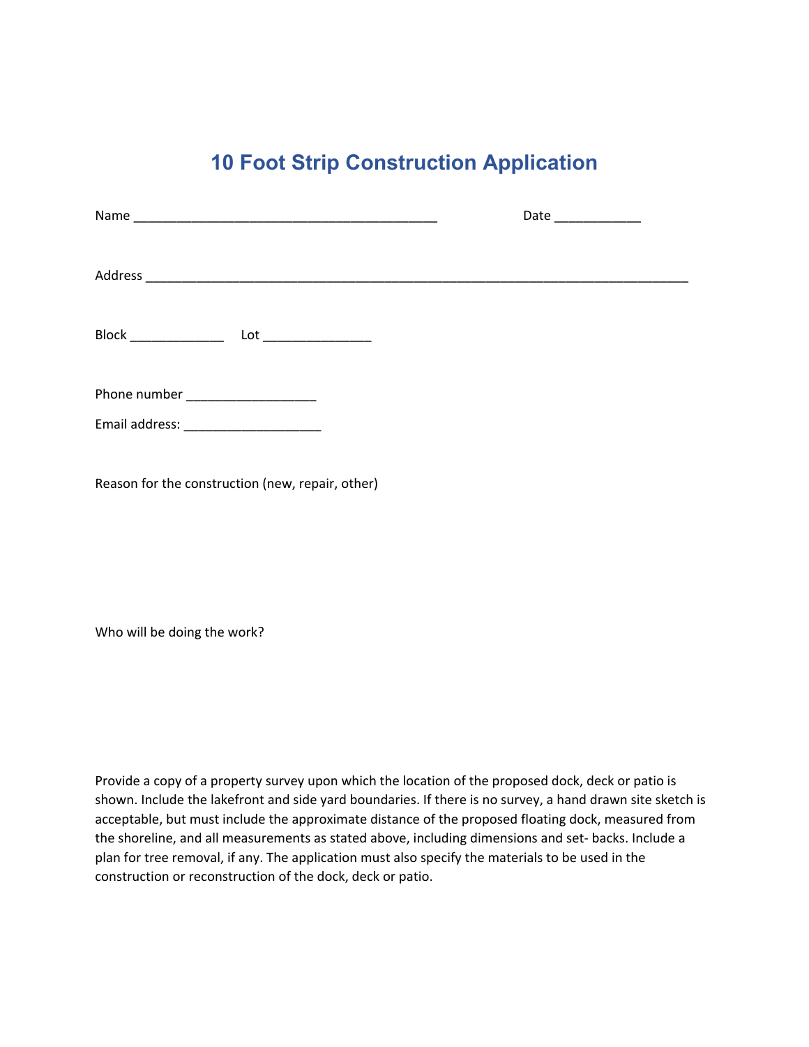# 10 Foot Strip Construction Application

Name ___________________________________________ Date ____________

Address ______________________________________________________________________________

Block _____________ Lot _______________

Phone number __________________

Email address: ___________________

Reason for the construction (new, repair, other)

Who will be doing the work?

Provide a copy of a property survey upon which the location of the proposed dock, deck or patio is shown. Include the lakefront and side yard boundaries. If there is no survey, a hand drawn site sketch is acceptable, but must include the approximate distance of the proposed floating dock, measured from the shoreline, and all measurements as stated above, including dimensions and set- backs. Include a plan for tree removal, if any. The application must also specify the materials to be used in the construction or reconstruction of the dock, deck or patio.